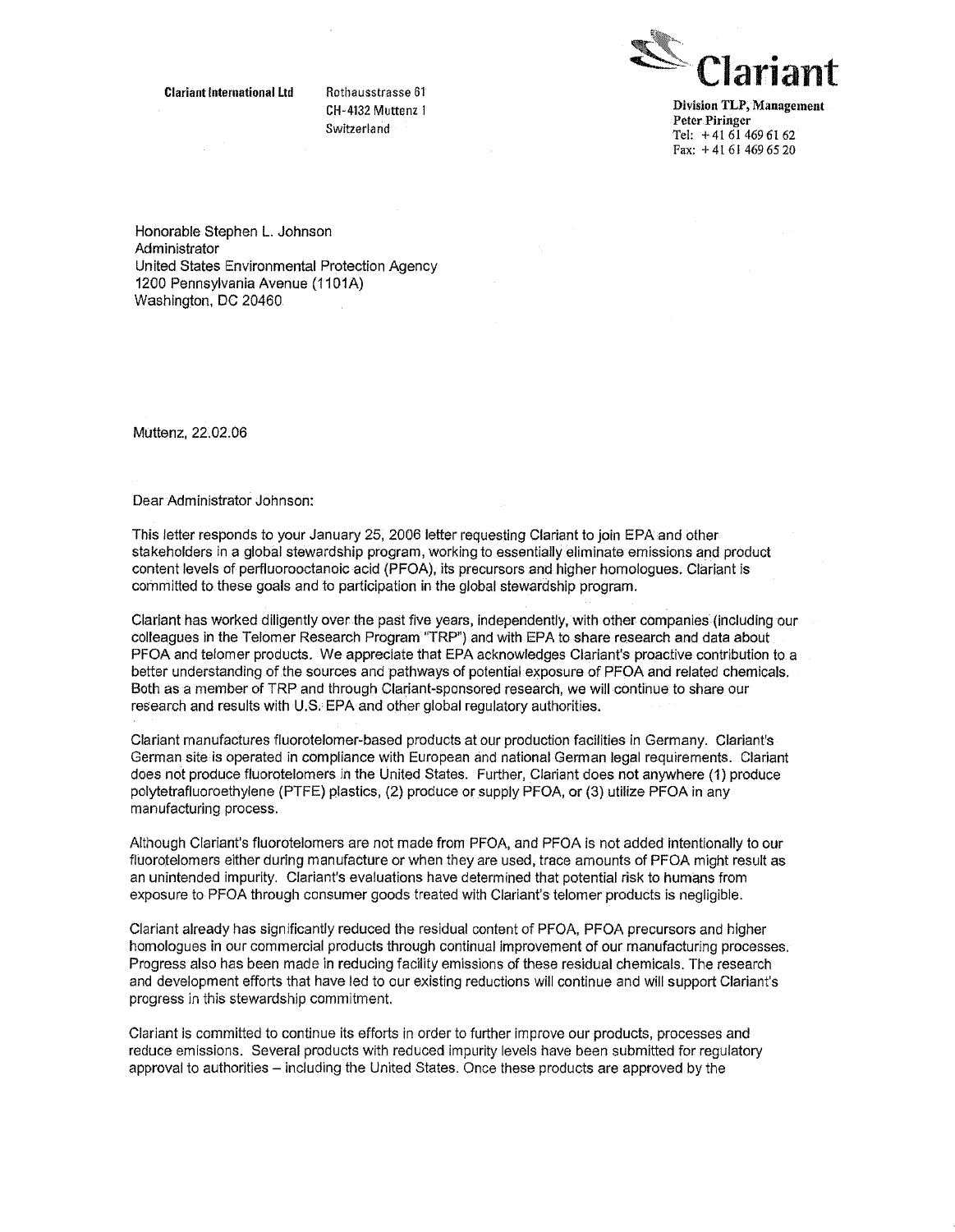**Clariant International Ltd** Rothausstrasse 61
CH-4132 Muttenz 1
Switzerland

**Clariant**

**Division TLP, Management**
**Peter Piringer**
Tel: +41 61 469 61 62
Fax: +41 61 469 65 20

Honorable Stephen L. Johnson
Administrator
United States Environmental Protection Agency
1200 Pennsylvania Avenue (1101A)
Washington, DC 20460

Muttenz, 22.02.06

Dear Administrator Johnson:

This letter responds to your January 25, 2006 letter requesting Clariant to join EPA and other stakeholders in a global stewardship program, working to essentially eliminate emissions and product content levels of perfluorooctanoic acid (PFOA), its precursors and higher homologues. Clariant is committed to these goals and to participation in the global stewardship program.

Clariant has worked diligently over the past five years, independently, with other companies (including our colleagues in the Telomer Research Program "TRP") and with EPA to share research and data about PFOA and telomer products. We appreciate that EPA acknowledges Clariant's proactive contribution to a better understanding of the sources and pathways of potential exposure of PFOA and related chemicals. Both as a member of TRP and through Clariant-sponsored research, we will continue to share our research and results with U.S. EPA and other global regulatory authorities.

Clariant manufactures fluorotelomer-based products at our production facilities in Germany. Clariant's German site is operated in compliance with European and national German legal requirements. Clariant does not produce fluorotelomers in the United States. Further, Clariant does not anywhere (1) produce polytetrafluoroethylene (PTFE) plastics, (2) produce or supply PFOA, or (3) utilize PFOA in any manufacturing process.

Although Clariant's fluorotelomers are not made from PFOA, and PFOA is not added intentionally to our fluorotelomers either during manufacture or when they are used, trace amounts of PFOA might result as an unintended impurity. Clariant's evaluations have determined that potential risk to humans from exposure to PFOA through consumer goods treated with Clariant's telomer products is negligible.

Clariant already has significantly reduced the residual content of PFOA, PFOA precursors and higher homologues in our commercial products through continual improvement of our manufacturing processes. Progress also has been made in reducing facility emissions of these residual chemicals. The research and development efforts that have led to our existing reductions will continue and will support Clariant's progress in this stewardship commitment.

Clariant is committed to continue its efforts in order to further improve our products, processes and reduce emissions. Several products with reduced impurity levels have been submitted for regulatory approval to authorities – including the United States. Once these products are approved by the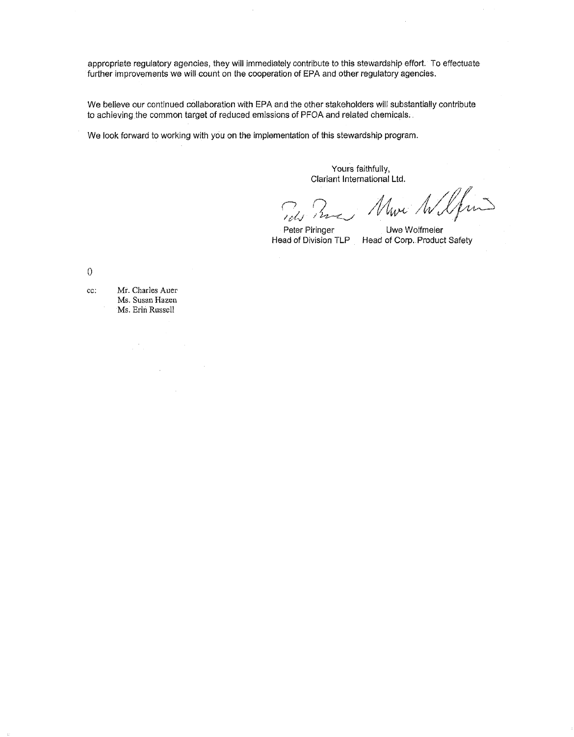appropriate regulatory agencies, they will immediately contribute to this stewardship effort. To effectuate further improvements we will count on the cooperation of EPA and other regulatory agencies.

We believe our continued collaboration with EPA and the other stakeholders will substantially contribute to achieving the common target of reduced emissions of PFOA and related chemicals.

We look forward to working with you on the implementation of this stewardship program.

Yours faithfully,
Clariant International Ltd.

Peter Piringer
Head of Division TLP

Uwe Wolfmeier
Head of Corp. Product Safety

()

cc: Mr. Charles Auer
Ms. Susan Hazen
Ms. Erin Russell